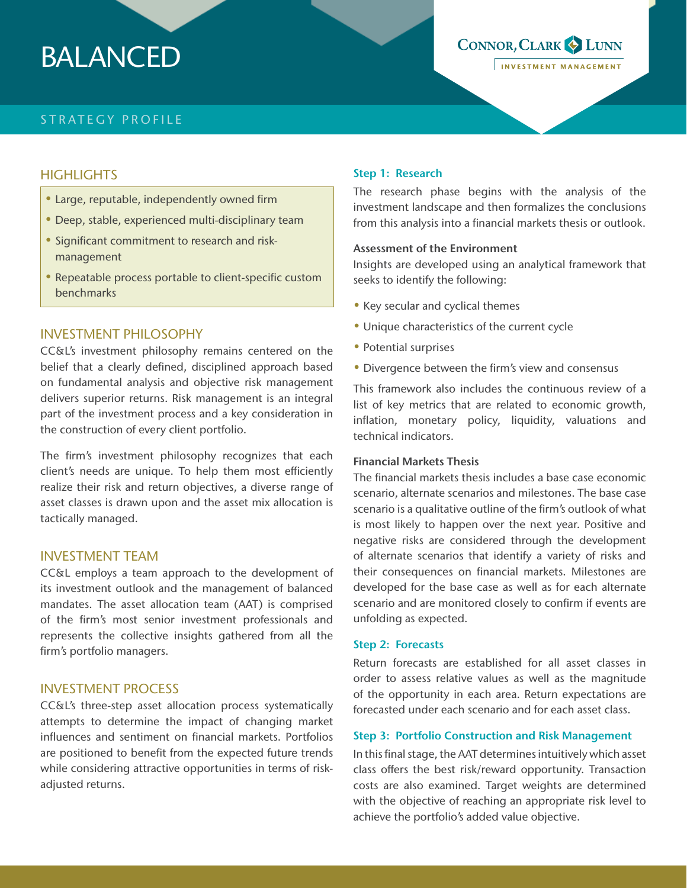# BALANCED

CONNOR, CLARK & LUNN INVESTMENT MANAGEMENT

STRATEGY PROFILE

## HIGHLIGHTS

- Large, reputable, independently owned firm
- Deep, stable, experienced multi-disciplinary team
- Significant commitment to research and risk-management
- Repeatable process portable to client-specific custom benchmarks

## INVESTMENT PHILOSOPHY

CC&L's investment philosophy remains centered on the belief that a clearly defined, disciplined approach based on fundamental analysis and objective risk management delivers superior returns. Risk management is an integral part of the investment process and a key consideration in the construction of every client portfolio.

The firm's investment philosophy recognizes that each client's needs are unique. To help them most efficiently realize their risk and return objectives, a diverse range of asset classes is drawn upon and the asset mix allocation is tactically managed.

## INVESTMENT TEAM

CC&L employs a team approach to the development of its investment outlook and the management of balanced mandates. The asset allocation team (AAT) is comprised of the firm's most senior investment professionals and represents the collective insights gathered from all the firm's portfolio managers.

## INVESTMENT PROCESS

CC&L's three-step asset allocation process systematically attempts to determine the impact of changing market influences and sentiment on financial markets. Portfolios are positioned to benefit from the expected future trends while considering attractive opportunities in terms of risk-adjusted returns.

### Step 1: Research

The research phase begins with the analysis of the investment landscape and then formalizes the conclusions from this analysis into a financial markets thesis or outlook.

**Assessment of the Environment**

Insights are developed using an analytical framework that seeks to identify the following:

- Key secular and cyclical themes
- Unique characteristics of the current cycle
- Potential surprises
- Divergence between the firm's view and consensus

This framework also includes the continuous review of a list of key metrics that are related to economic growth, inflation, monetary policy, liquidity, valuations and technical indicators.

**Financial Markets Thesis**

The financial markets thesis includes a base case economic scenario, alternate scenarios and milestones. The base case scenario is a qualitative outline of the firm's outlook of what is most likely to happen over the next year. Positive and negative risks are considered through the development of alternate scenarios that identify a variety of risks and their consequences on financial markets. Milestones are developed for the base case as well as for each alternate scenario and are monitored closely to confirm if events are unfolding as expected.

### Step 2: Forecasts

Return forecasts are established for all asset classes in order to assess relative values as well as the magnitude of the opportunity in each area. Return expectations are forecasted under each scenario and for each asset class.

### Step 3: Portfolio Construction and Risk Management

In this final stage, the AAT determines intuitively which asset class offers the best risk/reward opportunity. Transaction costs are also examined. Target weights are determined with the objective of reaching an appropriate risk level to achieve the portfolio's added value objective.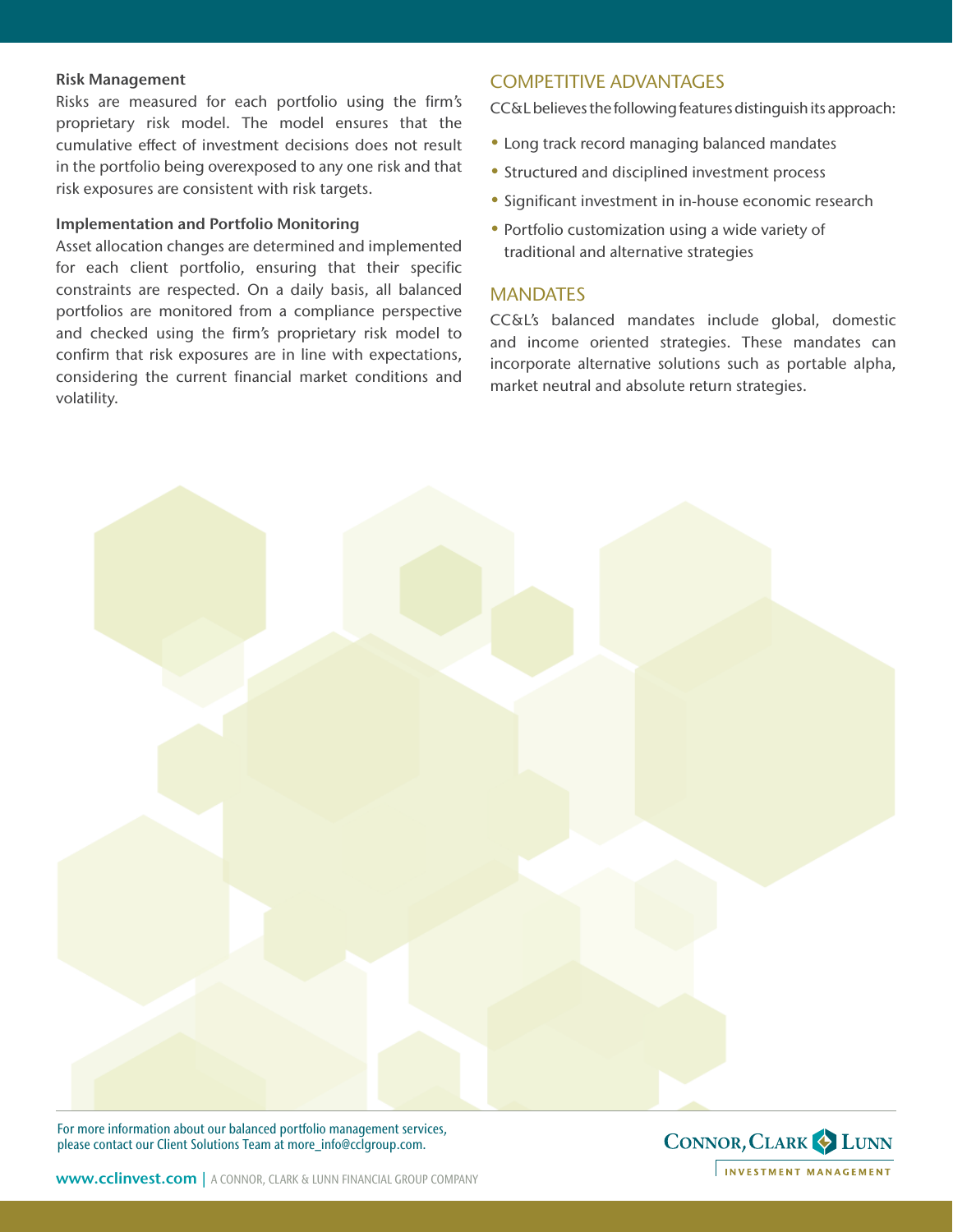**Risk Management**

Risks are measured for each portfolio using the firm's proprietary risk model. The model ensures that the cumulative effect of investment decisions does not result in the portfolio being overexposed to any one risk and that risk exposures are consistent with risk targets.

**Implementation and Portfolio Monitoring**

Asset allocation changes are determined and implemented for each client portfolio, ensuring that their specific constraints are respected. On a daily basis, all balanced portfolios are monitored from a compliance perspective and checked using the firm's proprietary risk model to confirm that risk exposures are in line with expectations, considering the current financial market conditions and volatility.

## COMPETITIVE ADVANTAGES

CC&L believes the following features distinguish its approach:

- Long track record managing balanced mandates
- Structured and disciplined investment process
- Significant investment in in-house economic research
- Portfolio customization using a wide variety of traditional and alternative strategies

## MANDATES

CC&L's balanced mandates include global, domestic and income oriented strategies. These mandates can incorporate alternative solutions such as portable alpha, market neutral and absolute return strategies.

For more information about our balanced portfolio management services, please contact our Client Solutions Team at more_info@cclgroup.com.

**www.cclinvest.com** | A CONNOR, CLARK & LUNN FINANCIAL GROUP COMPANY

CONNOR, CLARK & LUNN
INVESTMENT MANAGEMENT